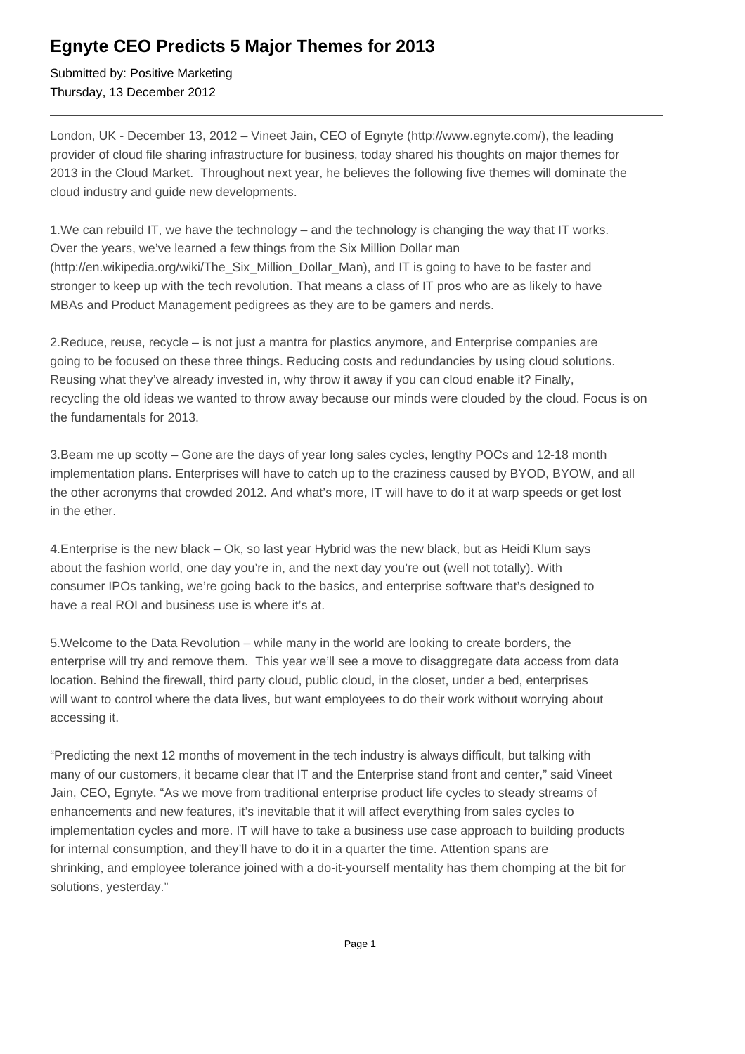# Egnyte CEO Predicts 5 Major Themes for 2013

Submitted by: Positive Marketing
Thursday, 13 December 2012

---

London, UK - December 13, 2012 – Vineet Jain, CEO of Egnyte (http://www.egnyte.com/), the leading provider of cloud file sharing infrastructure for business, today shared his thoughts on major themes for 2013 in the Cloud Market. Throughout next year, he believes the following five themes will dominate the cloud industry and guide new developments.

1.We can rebuild IT, we have the technology – and the technology is changing the way that IT works. Over the years, we've learned a few things from the Six Million Dollar man (http://en.wikipedia.org/wiki/The_Six_Million_Dollar_Man), and IT is going to have to be faster and stronger to keep up with the tech revolution. That means a class of IT pros who are as likely to have MBAs and Product Management pedigrees as they are to be gamers and nerds.

2.Reduce, reuse, recycle – is not just a mantra for plastics anymore, and Enterprise companies are going to be focused on these three things. Reducing costs and redundancies by using cloud solutions. Reusing what they've already invested in, why throw it away if you can cloud enable it? Finally, recycling the old ideas we wanted to throw away because our minds were clouded by the cloud. Focus is on the fundamentals for 2013.

3.Beam me up scotty – Gone are the days of year long sales cycles, lengthy POCs and 12-18 month implementation plans. Enterprises will have to catch up to the craziness caused by BYOD, BYOW, and all the other acronyms that crowded 2012. And what's more, IT will have to do it at warp speeds or get lost in the ether.

4.Enterprise is the new black – Ok, so last year Hybrid was the new black, but as Heidi Klum says about the fashion world, one day you're in, and the next day you're out (well not totally). With consumer IPOs tanking, we're going back to the basics, and enterprise software that's designed to have a real ROI and business use is where it's at.

5.Welcome to the Data Revolution – while many in the world are looking to create borders, the enterprise will try and remove them. This year we'll see a move to disaggregate data access from data location. Behind the firewall, third party cloud, public cloud, in the closet, under a bed, enterprises will want to control where the data lives, but want employees to do their work without worrying about accessing it.

"Predicting the next 12 months of movement in the tech industry is always difficult, but talking with many of our customers, it became clear that IT and the Enterprise stand front and center," said Vineet Jain, CEO, Egnyte. "As we move from traditional enterprise product life cycles to steady streams of enhancements and new features, it's inevitable that it will affect everything from sales cycles to implementation cycles and more. IT will have to take a business use case approach to building products for internal consumption, and they'll have to do it in a quarter the time. Attention spans are shrinking, and employee tolerance joined with a do-it-yourself mentality has them chomping at the bit for solutions, yesterday."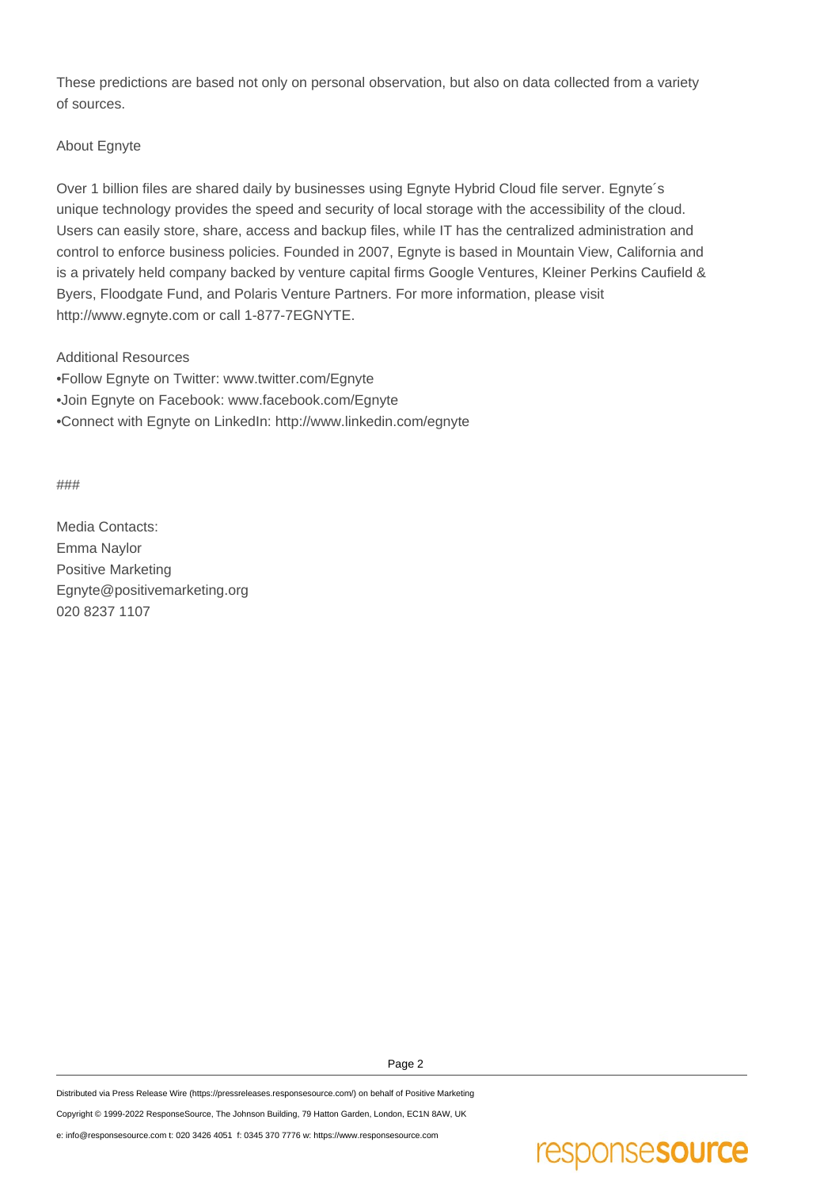These predictions are based not only on personal observation, but also on data collected from a variety of sources.

About Egnyte

Over 1 billion files are shared daily by businesses using Egnyte Hybrid Cloud file server. Egnyte´s unique technology provides the speed and security of local storage with the accessibility of the cloud. Users can easily store, share, access and backup files, while IT has the centralized administration and control to enforce business policies. Founded in 2007, Egnyte is based in Mountain View, California and is a privately held company backed by venture capital firms Google Ventures, Kleiner Perkins Caufield & Byers, Floodgate Fund, and Polaris Venture Partners. For more information, please visit http://www.egnyte.com or call 1-877-7EGNYTE.

Additional Resources
•Follow Egnyte on Twitter: www.twitter.com/Egnyte
•Join Egnyte on Facebook: www.facebook.com/Egnyte
•Connect with Egnyte on LinkedIn: http://www.linkedin.com/egnyte

###

Media Contacts:
Emma Naylor
Positive Marketing
Egnyte@positivemarketing.org
020 8237 1107

Distributed via Press Release Wire (https://pressreleases.responsesource.com/) on behalf of Positive Marketing

Copyright © 1999-2022 ResponseSource, The Johnson Building, 79 Hatton Garden, London, EC1N 8AW, UK

e: info@responsesource.com t: 020 3426 4051 f: 0345 370 7776 w: https://www.responsesource.com